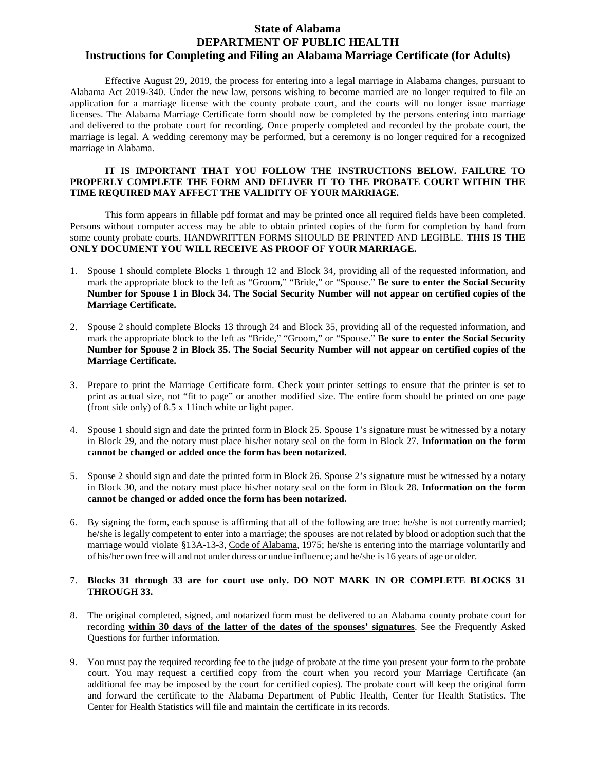# State of Alabama
# DEPARTMENT OF PUBLIC HEALTH
## Instructions for Completing and Filing an Alabama Marriage Certificate (for Adults)

Effective August 29, 2019, the process for entering into a legal marriage in Alabama changes, pursuant to Alabama Act 2019-340. Under the new law, persons wishing to become married are no longer required to file an application for a marriage license with the county probate court, and the courts will no longer issue marriage licenses. The Alabama Marriage Certificate form should now be completed by the persons entering into marriage and delivered to the probate court for recording. Once properly completed and recorded by the probate court, the marriage is legal. A wedding ceremony may be performed, but a ceremony is no longer required for a recognized marriage in Alabama.

**IT IS IMPORTANT THAT YOU FOLLOW THE INSTRUCTIONS BELOW. FAILURE TO PROPERLY COMPLETE THE FORM AND DELIVER IT TO THE PROBATE COURT WITHIN THE TIME REQUIRED MAY AFFECT THE VALIDITY OF YOUR MARRIAGE.**

This form appears in fillable pdf format and may be printed once all required fields have been completed. Persons without computer access may be able to obtain printed copies of the form for completion by hand from some county probate courts. HANDWRITTEN FORMS SHOULD BE PRINTED AND LEGIBLE. **THIS IS THE ONLY DOCUMENT YOU WILL RECEIVE AS PROOF OF YOUR MARRIAGE.**

1. Spouse 1 should complete Blocks 1 through 12 and Block 34, providing all of the requested information, and mark the appropriate block to the left as "Groom," "Bride," or "Spouse." **Be sure to enter the Social Security Number for Spouse 1 in Block 34. The Social Security Number will not appear on certified copies of the Marriage Certificate.**

2. Spouse 2 should complete Blocks 13 through 24 and Block 35, providing all of the requested information, and mark the appropriate block to the left as "Bride," "Groom," or "Spouse." **Be sure to enter the Social Security Number for Spouse 2 in Block 35. The Social Security Number will not appear on certified copies of the Marriage Certificate.**

3. Prepare to print the Marriage Certificate form. Check your printer settings to ensure that the printer is set to print as actual size, not "fit to page" or another modified size. The entire form should be printed on one page (front side only) of 8.5 x 11inch white or light paper.

4. Spouse 1 should sign and date the printed form in Block 25. Spouse 1's signature must be witnessed by a notary in Block 29, and the notary must place his/her notary seal on the form in Block 27. **Information on the form cannot be changed or added once the form has been notarized.**

5. Spouse 2 should sign and date the printed form in Block 26. Spouse 2's signature must be witnessed by a notary in Block 30, and the notary must place his/her notary seal on the form in Block 28. **Information on the form cannot be changed or added once the form has been notarized.**

6. By signing the form, each spouse is affirming that all of the following are true: he/she is not currently married; he/she is legally competent to enter into a marriage; the spouses are not related by blood or adoption such that the marriage would violate §13A-13-3, Code of Alabama, 1975; he/she is entering into the marriage voluntarily and of his/her own free will and not under duress or undue influence; and he/she is 16 years of age or older.

7. **Blocks 31 through 33 are for court use only. DO NOT MARK IN OR COMPLETE BLOCKS 31 THROUGH 33.**

8. The original completed, signed, and notarized form must be delivered to an Alabama county probate court for recording **within 30 days of the latter of the dates of the spouses' signatures**. See the Frequently Asked Questions for further information.

9. You must pay the required recording fee to the judge of probate at the time you present your form to the probate court. You may request a certified copy from the court when you record your Marriage Certificate (an additional fee may be imposed by the court for certified copies). The probate court will keep the original form and forward the certificate to the Alabama Department of Public Health, Center for Health Statistics. The Center for Health Statistics will file and maintain the certificate in its records.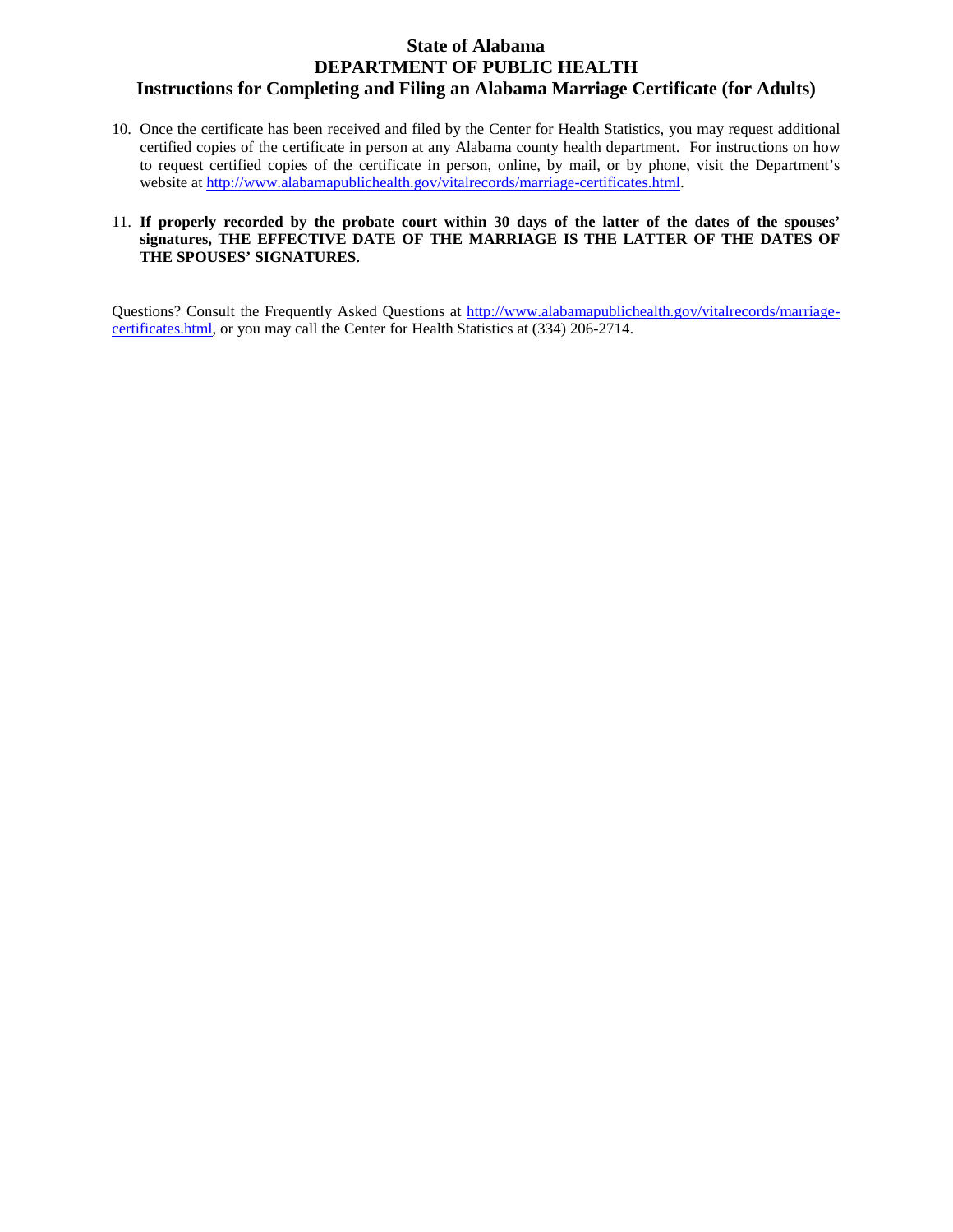**State of Alabama**
**DEPARTMENT OF PUBLIC HEALTH**
**Instructions for Completing and Filing an Alabama Marriage Certificate (for Adults)**

10. Once the certificate has been received and filed by the Center for Health Statistics, you may request additional certified copies of the certificate in person at any Alabama county health department. For instructions on how to request certified copies of the certificate in person, online, by mail, or by phone, visit the Department's website at http://www.alabamapublichealth.gov/vitalrecords/marriage-certificates.html.

11. **If properly recorded by the probate court within 30 days of the latter of the dates of the spouses' signatures, THE EFFECTIVE DATE OF THE MARRIAGE IS THE LATTER OF THE DATES OF THE SPOUSES' SIGNATURES.**

Questions? Consult the Frequently Asked Questions at http://www.alabamapublichealth.gov/vitalrecords/marriage-certificates.html, or you may call the Center for Health Statistics at (334) 206-2714.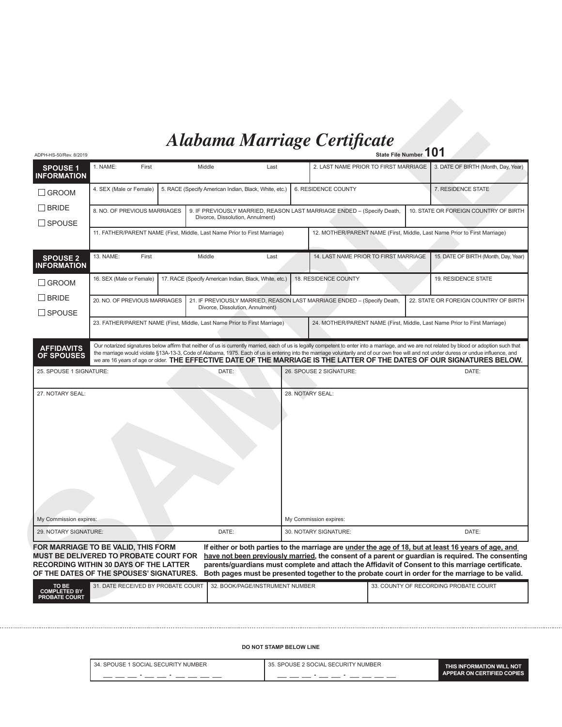ADPH-HS-50/Rev. 8/2019

# *Alabama Marriage Certificate*

State File Number **101**

SAMPLE

| **SPOUSE 1 INFORMATION** | | | |
|---|---|---|---|
| 1. NAME: First Middle Last | 2. LAST NAME PRIOR TO FIRST MARRIAGE | 3. DATE OF BIRTH (Month, Day, Year) | |
| ☐ GROOM | 4. SEX (Male or Female) | 5. RACE (Specify American Indian, Black, White, etc.) | 6. RESIDENCE COUNTY | 7. RESIDENCE STATE |
| ☐ BRIDE | 8. NO. OF PREVIOUS MARRIAGES | 9. IF PREVIOUSLY MARRIED, REASON LAST MARRIAGE ENDED – (Specify Death, Divorce, Dissolution, Annulment) | 10. STATE OR FOREIGN COUNTRY OF BIRTH |
| ☐ SPOUSE | 11. FATHER/PARENT NAME (First, Middle, Last Name Prior to First Marriage) | 12. MOTHER/PARENT NAME (First, Middle, Last Name Prior to First Marriage) | |

| **SPOUSE 2 INFORMATION** | | | |
|---|---|---|---|
| 13. NAME: First Middle Last | 14. LAST NAME PRIOR TO FIRST MARRIAGE | 15. DATE OF BIRTH (Month, Day, Year) | |
| ☐ GROOM | 16. SEX (Male or Female) | 17. RACE (Specify American Indian, Black, White, etc.) | 18. RESIDENCE COUNTY | 19. RESIDENCE STATE |
| ☐ BRIDE | 20. NO. OF PREVIOUS MARRIAGES | 21. IF PREVIOUSLY MARRIED, REASON LAST MARRIAGE ENDED – (Specify Death, Divorce, Dissolution, Annulment) | 22. STATE OR FOREIGN COUNTRY OF BIRTH |
| ☐ SPOUSE | 23. FATHER/PARENT NAME (First, Middle, Last Name Prior to First Marriage) | 24. MOTHER/PARENT NAME (First, Middle, Last Name Prior to First Marriage) | |

**AFFIDAVITS OF SPOUSES**

Our notarized signatures below affirm that neither of us is currently married, each of us is legally competent to enter into a marriage, and we are not related by blood or adoption such that the marriage would violate §13A-13-3, Code of Alabama, 1975. Each of us is entering into the marriage voluntarily and of our own free will and not under duress or undue influence, and we are 16 years of age or older. **THE EFFECTIVE DATE OF THE MARRIAGE IS THE LATTER OF THE DATES OF OUR SIGNATURES BELOW.**

| | | | |
|---|---|---|---|
| 25. SPOUSE 1 SIGNATURE: | DATE: | 26. SPOUSE 2 SIGNATURE: | DATE: |
| 27. NOTARY SEAL: My Commission expires: | | 28. NOTARY SEAL: My Commission expires: | |
| 29. NOTARY SIGNATURE: | DATE: | 30. NOTARY SIGNATURE: | DATE: |

**FOR MARRIAGE TO BE VALID, THIS FORM MUST BE DELIVERED TO PROBATE COURT FOR RECORDING WITHIN 30 DAYS OF THE LATTER OF THE DATES OF THE SPOUSES' SIGNATURES.**

**If either or both parties to the marriage are under the age of 18, but at least 16 years of age, and have not been previously married, the consent of a parent or guardian is required. The consenting parents/guardians must complete and attach the Affidavit of Consent to this marriage certificate. Both pages must be presented together to the probate court in order for the marriage to be valid.**

| **TO BE COMPLETED BY PROBATE COURT** | 31. DATE RECEIVED BY PROBATE COURT | 32. BOOK/PAGE/INSTRUMENT NUMBER | 33. COUNTY OF RECORDING PROBATE COURT |
|---|---|---|---|

**DO NOT STAMP BELOW LINE**

| 34. SPOUSE 1 SOCIAL SECURITY NUMBER | 35. SPOUSE 2 SOCIAL SECURITY NUMBER | **THIS INFORMATION WILL NOT APPEAR ON CERTIFIED COPIES** |
|---|---|---|
| ___ ___ ___ - ___ ___ - ___ ___ ___ ___ | ___ ___ ___ - ___ ___ - ___ ___ ___ ___ | |